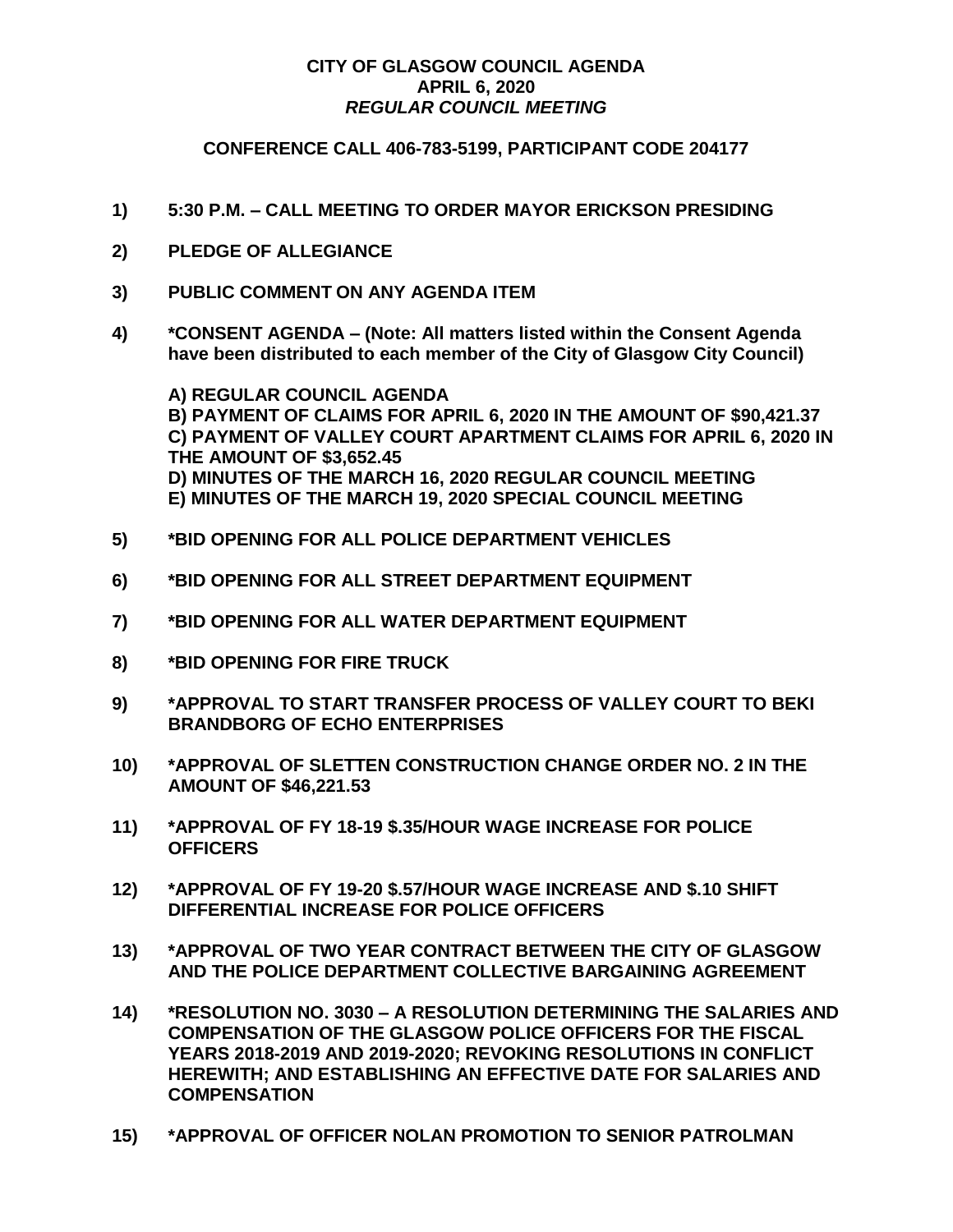**CITY OF GLASGOW COUNCIL AGENDA**
**APRIL 6, 2020**
***REGULAR COUNCIL MEETING***

**CONFERENCE CALL 406-783-5199, PARTICIPANT CODE 204177**

**1) 5:30 P.M. – CALL MEETING TO ORDER MAYOR ERICKSON PRESIDING**

**2) PLEDGE OF ALLEGIANCE**

**3) PUBLIC COMMENT ON ANY AGENDA ITEM**

**4) *CONSENT AGENDA – (Note: All matters listed within the Consent Agenda have been distributed to each member of the City of Glasgow City Council)**

**A) REGULAR COUNCIL AGENDA**
**B) PAYMENT OF CLAIMS FOR APRIL 6, 2020 IN THE AMOUNT OF $90,421.37**
**C) PAYMENT OF VALLEY COURT APARTMENT CLAIMS FOR APRIL 6, 2020 IN THE AMOUNT OF $3,652.45**
**D) MINUTES OF THE MARCH 16, 2020 REGULAR COUNCIL MEETING**
**E) MINUTES OF THE MARCH 19, 2020 SPECIAL COUNCIL MEETING**

**5) *BID OPENING FOR ALL POLICE DEPARTMENT VEHICLES**

**6) *BID OPENING FOR ALL STREET DEPARTMENT EQUIPMENT**

**7) *BID OPENING FOR ALL WATER DEPARTMENT EQUIPMENT**

**8) *BID OPENING FOR FIRE TRUCK**

**9) *APPROVAL TO START TRANSFER PROCESS OF VALLEY COURT TO BEKI BRANDBORG OF ECHO ENTERPRISES**

**10) *APPROVAL OF SLETTEN CONSTRUCTION CHANGE ORDER NO. 2 IN THE AMOUNT OF $46,221.53**

**11) *APPROVAL OF FY 18-19 $.35/HOUR WAGE INCREASE FOR POLICE OFFICERS**

**12) *APPROVAL OF FY 19-20 $.57/HOUR WAGE INCREASE AND $.10 SHIFT DIFFERENTIAL INCREASE FOR POLICE OFFICERS**

**13) *APPROVAL OF TWO YEAR CONTRACT BETWEEN THE CITY OF GLASGOW AND THE POLICE DEPARTMENT COLLECTIVE BARGAINING AGREEMENT**

**14) *RESOLUTION NO. 3030 – A RESOLUTION DETERMINING THE SALARIES AND COMPENSATION OF THE GLASGOW POLICE OFFICERS FOR THE FISCAL YEARS 2018-2019 AND 2019-2020; REVOKING RESOLUTIONS IN CONFLICT HEREWITH; AND ESTABLISHING AN EFFECTIVE DATE FOR SALARIES AND COMPENSATION**

**15) *APPROVAL OF OFFICER NOLAN PROMOTION TO SENIOR PATROLMAN**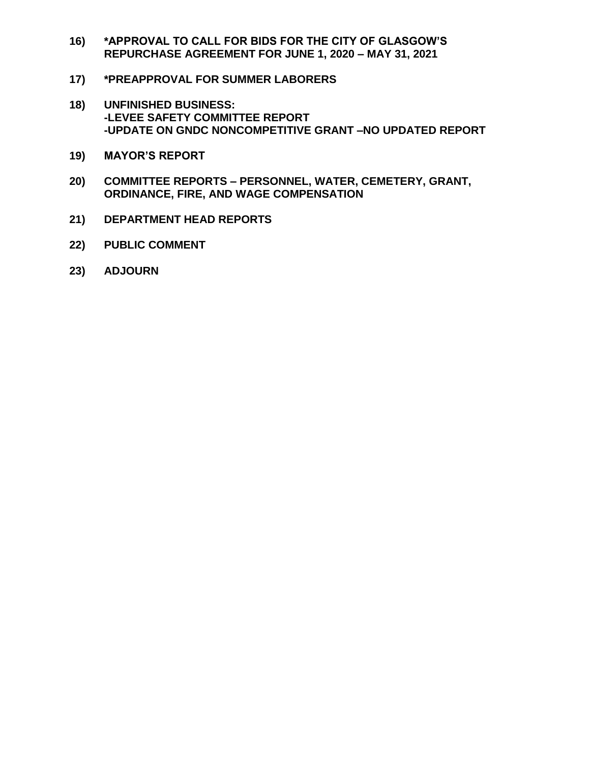**16) \*APPROVAL TO CALL FOR BIDS FOR THE CITY OF GLASGOW'S REPURCHASE AGREEMENT FOR JUNE 1, 2020 – MAY 31, 2021**

**17) \*PREAPPROVAL FOR SUMMER LABORERS**

**18) UNFINISHED BUSINESS:**
**-LEVEE SAFETY COMMITTEE REPORT**
**-UPDATE ON GNDC NONCOMPETITIVE GRANT –NO UPDATED REPORT**

**19) MAYOR'S REPORT**

**20) COMMITTEE REPORTS – PERSONNEL, WATER, CEMETERY, GRANT, ORDINANCE, FIRE, AND WAGE COMPENSATION**

**21) DEPARTMENT HEAD REPORTS**

**22) PUBLIC COMMENT**

**23) ADJOURN**